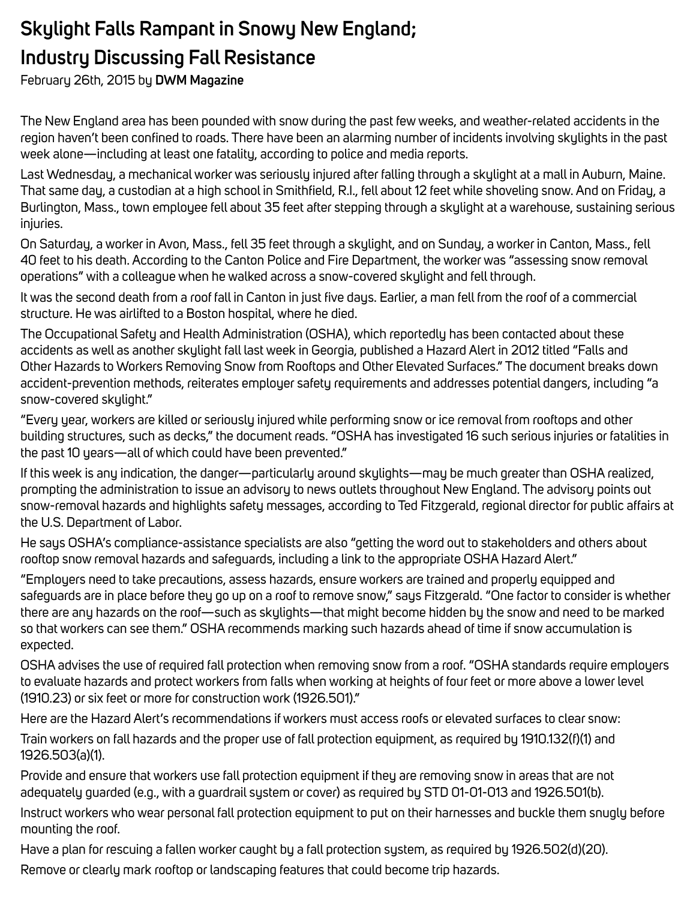# Skylight Falls Rampant in Snowy New England; Industry Discussing Fall Resistance

February 26th, 2015 by **DWM Magazine**

The New England area has been pounded with snow during the past few weeks, and weather-related accidents in the region haven't been confined to roads. There have been an alarming number of incidents involving skylights in the past week alone—including at least one fatality, according to police and media reports.

Last Wednesday, a mechanical worker was seriously injured after falling through a skylight at a mall in Auburn, Maine. That same day, a custodian at a high school in Smithfield, R.I., fell about 12 feet while shoveling snow. And on Friday, a Burlington, Mass., town employee fell about 35 feet after stepping through a skylight at a warehouse, sustaining serious injuries.

On Saturday, a worker in Avon, Mass., fell 35 feet through a skylight, and on Sunday, a worker in Canton, Mass., fell 40 feet to his death. According to the Canton Police and Fire Department, the worker was "assessing snow removal operations" with a colleague when he walked across a snow-covered skylight and fell through.

It was the second death from a roof fall in Canton in just five days. Earlier, a man fell from the roof of a commercial structure. He was airlifted to a Boston hospital, where he died.

The Occupational Safety and Health Administration (OSHA), which reportedly has been contacted about these accidents as well as another skylight fall last week in Georgia, published a Hazard Alert in 2012 titled "Falls and Other Hazards to Workers Removing Snow from Rooftops and Other Elevated Surfaces." The document breaks down accident-prevention methods, reiterates employer safety requirements and addresses potential dangers, including "a snow-covered skylight."

"Every year, workers are killed or seriously injured while performing snow or ice removal from rooftops and other building structures, such as decks," the document reads. "OSHA has investigated 16 such serious injuries or fatalities in the past 10 years—all of which could have been prevented."

If this week is any indication, the danger—particularly around skylights—may be much greater than OSHA realized, prompting the administration to issue an advisory to news outlets throughout New England. The advisory points out snow-removal hazards and highlights safety messages, according to Ted Fitzgerald, regional director for public affairs at the U.S. Department of Labor.

He says OSHA's compliance-assistance specialists are also "getting the word out to stakeholders and others about rooftop snow removal hazards and safeguards, including a link to the appropriate OSHA Hazard Alert."

"Employers need to take precautions, assess hazards, ensure workers are trained and properly equipped and safeguards are in place before they go up on a roof to remove snow," says Fitzgerald. "One factor to consider is whether there are any hazards on the roof—such as skylights—that might become hidden by the snow and need to be marked so that workers can see them." OSHA recommends marking such hazards ahead of time if snow accumulation is expected.

OSHA advises the use of required fall protection when removing snow from a roof. "OSHA standards require employers to evaluate hazards and protect workers from falls when working at heights of four feet or more above a lower level (1910.23) or six feet or more for construction work (1926.501)."

Here are the Hazard Alert's recommendations if workers must access roofs or elevated surfaces to clear snow:

Train workers on fall hazards and the proper use of fall protection equipment, as required by 1910.132(f)(1) and 1926.503(a)(1).

Provide and ensure that workers use fall protection equipment if they are removing snow in areas that are not adequately guarded (e.g., with a guardrail system or cover) as required by STD 01-01-013 and 1926.501(b).

Instruct workers who wear personal fall protection equipment to put on their harnesses and buckle them snugly before mounting the roof.

Have a plan for rescuing a fallen worker caught by a fall protection system, as required by 1926.502(d)(20).

Remove or clearly mark rooftop or landscaping features that could become trip hazards.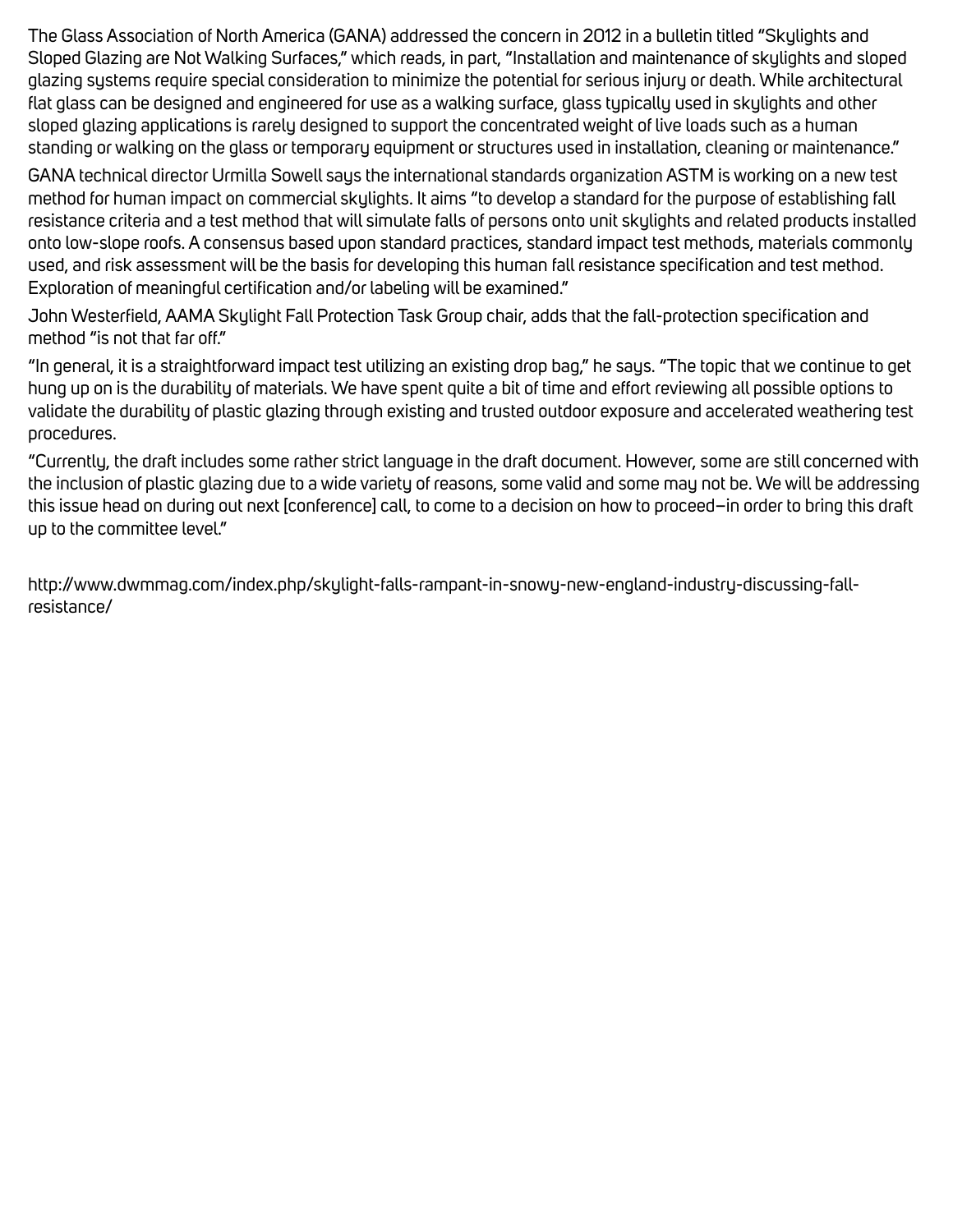The Glass Association of North America (GANA) addressed the concern in 2012 in a bulletin titled "Skylights and Sloped Glazing are Not Walking Surfaces," which reads, in part, "Installation and maintenance of skylights and sloped glazing systems require special consideration to minimize the potential for serious injury or death. While architectural flat glass can be designed and engineered for use as a walking surface, glass typically used in skylights and other sloped glazing applications is rarely designed to support the concentrated weight of live loads such as a human standing or walking on the glass or temporary equipment or structures used in installation, cleaning or maintenance."

GANA technical director Urmilla Sowell says the international standards organization ASTM is working on a new test method for human impact on commercial skylights. It aims "to develop a standard for the purpose of establishing fall resistance criteria and a test method that will simulate falls of persons onto unit skylights and related products installed onto low-slope roofs. A consensus based upon standard practices, standard impact test methods, materials commonly used, and risk assessment will be the basis for developing this human fall resistance specification and test method. Exploration of meaningful certification and/or labeling will be examined."

John Westerfield, AAMA Skylight Fall Protection Task Group chair, adds that the fall-protection specification and method "is not that far off."

"In general, it is a straightforward impact test utilizing an existing drop bag," he says. "The topic that we continue to get hung up on is the durability of materials. We have spent quite a bit of time and effort reviewing all possible options to validate the durability of plastic glazing through existing and trusted outdoor exposure and accelerated weathering test procedures.

"Currently, the draft includes some rather strict language in the draft document. However, some are still concerned with the inclusion of plastic glazing due to a wide variety of reasons, some valid and some may not be. We will be addressing this issue head on during out next [conference] call, to come to a decision on how to proceed—in order to bring this draft up to the committee level."

http://www.dwmmag.com/index.php/skylight-falls-rampant-in-snowy-new-england-industry-discussing-fall-resistance/